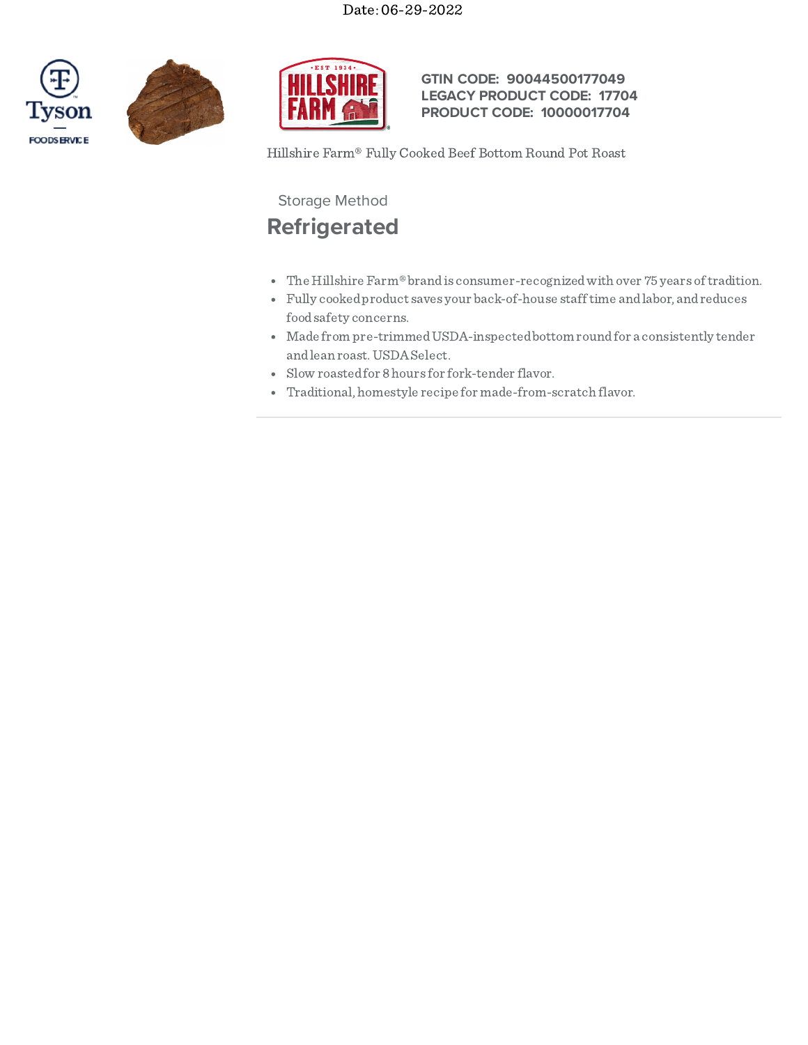Date: 06-29-2022

**GTIN CODE: 90044500177049**
**LEGACY PRODUCT CODE: 17704**
**PRODUCT CODE: 10000017704**

Hillshire Farm® Fully Cooked Beef Bottom Round Pot Roast

Storage Method

## Refrigerated

- The Hillshire Farm® brand is consumer-recognized with over 75 years of tradition.
- Fully cooked product saves your back-of-house staff time and labor, and reduces food safety concerns.
- Made from pre-trimmed USDA-inspected bottom round for a consistently tender and lean roast. USDA Select.
- Slow roasted for 8 hours for fork-tender flavor.
- Traditional, homestyle recipe for made-from-scratch flavor.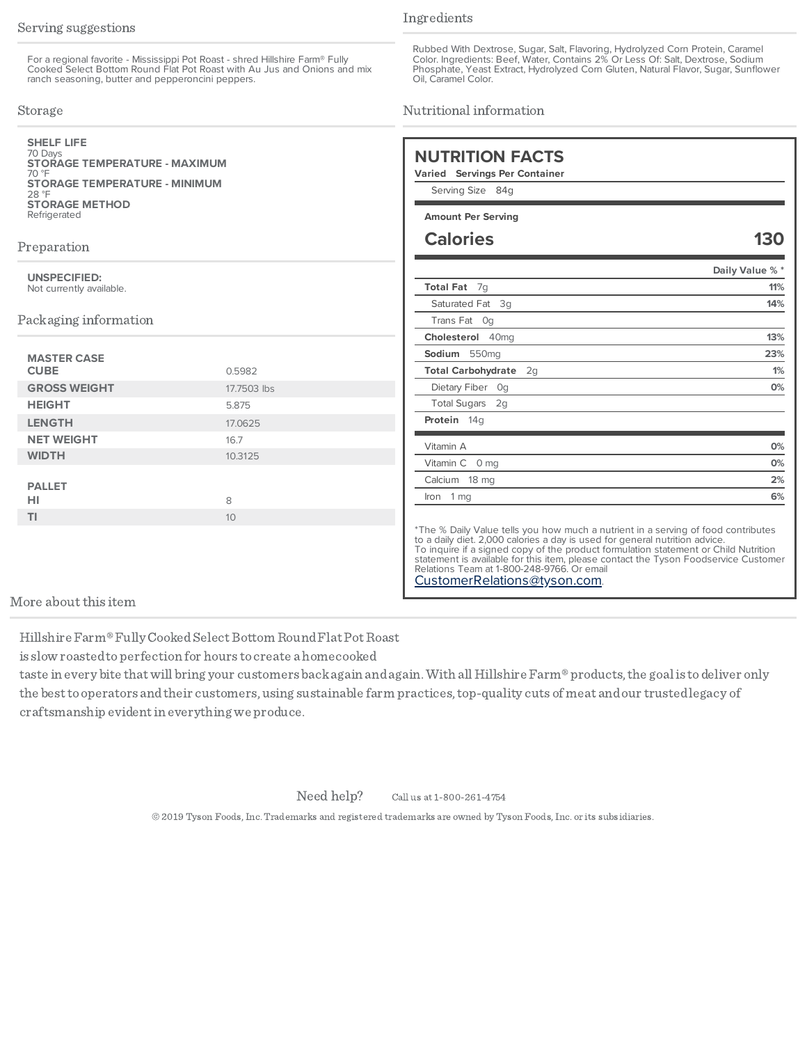## Serving suggestions

For a regional favorite - Mississippi Pot Roast - shred Hillshire Farm® Fully Cooked Select Bottom Round Flat Pot Roast with Au Jus and Onions and mix ranch seasoning, butter and pepperoncini peppers.

## Storage

**SHELF LIFE**
70 Days
**STORAGE TEMPERATURE - MAXIMUM**
70 °F
**STORAGE TEMPERATURE - MINIMUM**
28 °F
**STORAGE METHOD**
Refrigerated

## Preparation

**UNSPECIFIED:**
Not currently available.

## Packaging information

**MASTER CASE**

| | |
|---|---|
| **CUBE** | 0.5982 |
| **GROSS WEIGHT** | 17.7503 lbs |
| **HEIGHT** | 5.875 |
| **LENGTH** | 17.0625 |
| **NET WEIGHT** | 16.7 |
| **WIDTH** | 10.3125 |

**PALLET**

| | |
|---|---|
| **HI** | 8 |
| **TI** | 10 |

## Ingredients

Rubbed With Dextrose, Sugar, Salt, Flavoring, Hydrolyzed Corn Protein, Caramel Color. Ingredients: Beef, Water, Contains 2% Or Less Of: Salt, Dextrose, Sodium Phosphate, Yeast Extract, Hydrolyzed Corn Gluten, Natural Flavor, Sugar, Sunflower Oil, Caramel Color.

## Nutritional information

**NUTRITION FACTS**

**Varied Servings Per Container**

Serving Size 84g

**Amount Per Serving**

**Calories 130**

| | Daily Value % * |
|---|---|
| **Total Fat** 7g | **11%** |
| Saturated Fat 3g | **14%** |
| Trans Fat 0g | |
| **Cholesterol** 40mg | **13%** |
| **Sodium** 550mg | **23%** |
| **Total Carbohydrate** 2g | **1%** |
| Dietary Fiber 0g | **0%** |
| Total Sugars 2g | |
| **Protein** 14g | |
| Vitamin A | **0%** |
| Vitamin C 0 mg | **0%** |
| Calcium 18 mg | **2%** |
| Iron 1 mg | **6%** |

*The % Daily Value tells you how much a nutrient in a serving of food contributes to a daily diet. 2,000 calories a day is used for general nutrition advice.
To inquire if a signed copy of the product formulation statement or Child Nutrition statement is available for this item, please contact the Tyson Foodservice Customer Relations Team at 1-800-248-9766. Or email CustomerRelations@tyson.com.

## More about this item

Hillshire Farm® Fully Cooked Select Bottom Round Flat Pot Roast is slow roasted to perfection for hours to create a homecooked taste in every bite that will bring your customers back again and again. With all Hillshire Farm® products, the goal is to deliver only the best to operators and their customers, using sustainable farm practices, top-quality cuts of meat and our trusted legacy of craftsmanship evident in everything we produce.

Need help? Call us at 1-800-261-4754

© 2019 Tyson Foods, Inc. Trademarks and registered trademarks are owned by Tyson Foods, Inc. or its subsidiaries.